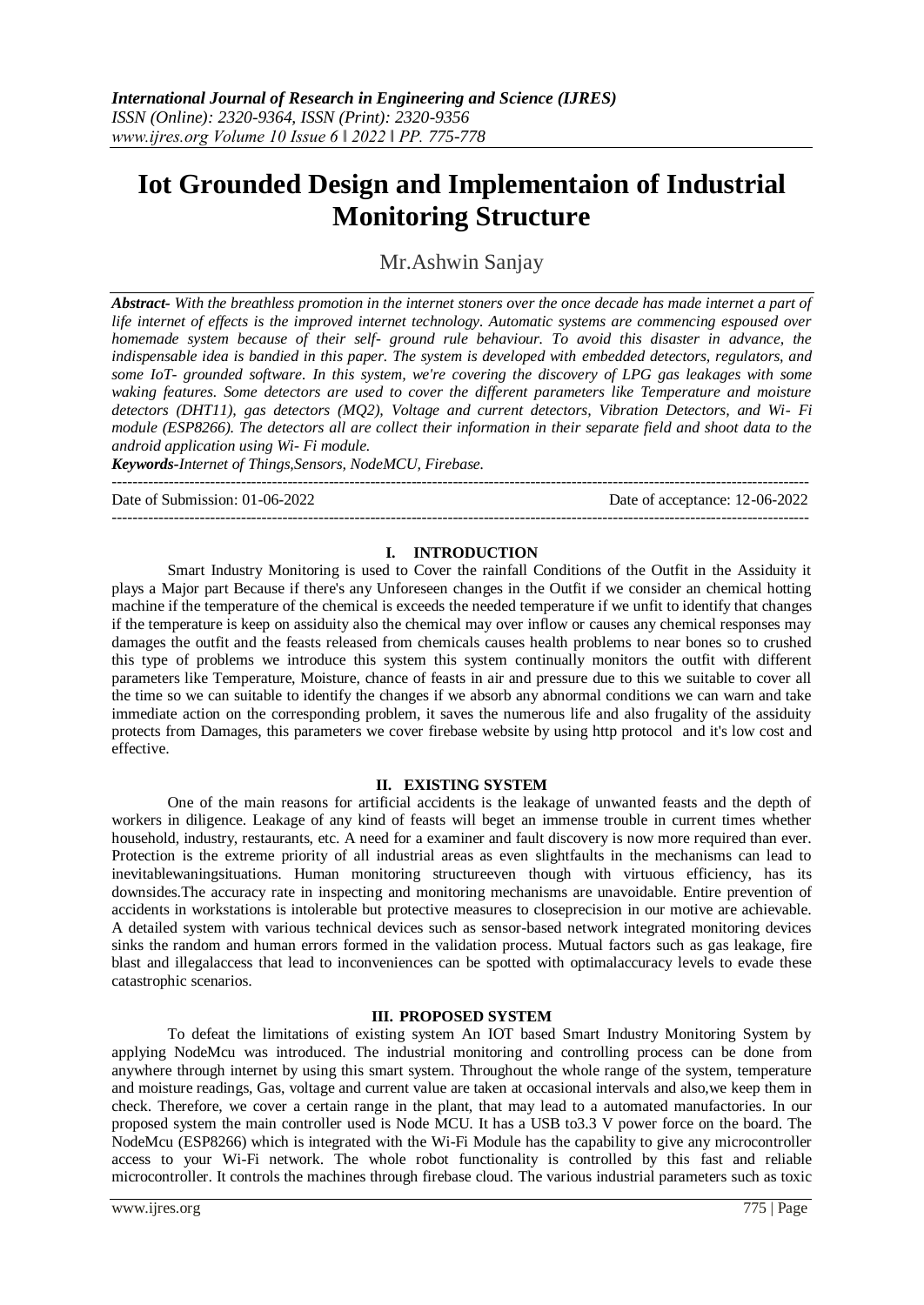# Iot Grounded Design and Implementaion of Industrial Monitoring Structure

Mr.Ashwin Sanjay

***Abstract-*** *With the breathless promotion in the internet stoners over the once decade has made internet a part of life internet of effects is the improved internet technology. Automatic systems are commencing espoused over homemade system because of their self- ground rule behaviour. To avoid this disaster in advance, the indispensable idea is bandied in this paper. The system is developed with embedded detectors, regulators, and some IoT- grounded software. In this system, we're covering the discovery of LPG gas leakages with some waking features. Some detectors are used to cover the different parameters like Temperature and moisture detectors (DHT11), gas detectors (MQ2), Voltage and current detectors, Vibration Detectors, and Wi- Fi module (ESP8266). The detectors all are collect their information in their separate field and shoot data to the android application using Wi- Fi module.*

***Keywords-****Internet of Things,Sensors, NodeMCU, Firebase.*

---

Date of Submission: 01-06-2022 Date of acceptance: 12-06-2022

---

## I. INTRODUCTION

Smart Industry Monitoring is used to Cover the rainfall Conditions of the Outfit in the Assiduity it plays a Major part Because if there's any Unforeseen changes in the Outfit if we consider an chemical hotting machine if the temperature of the chemical is exceeds the needed temperature if we unfit to identify that changes if the temperature is keep on assiduity also the chemical may over inflow or causes any chemical responses may damages the outfit and the feasts released from chemicals causes health problems to near bones so to crushed this type of problems we introduce this system this system continually monitors the outfit with different parameters like Temperature, Moisture, chance of feasts in air and pressure due to this we suitable to cover all the time so we can suitable to identify the changes if we absorb any abnormal conditions we can warn and take immediate action on the corresponding problem, it saves the numerous life and also frugality of the assiduity protects from Damages, this parameters we cover firebase website by using http protocol and it's low cost and effective.

## II. EXISTING SYSTEM

One of the main reasons for artificial accidents is the leakage of unwanted feasts and the depth of workers in diligence. Leakage of any kind of feasts will beget an immense trouble in current times whether household, industry, restaurants, etc. A need for a examiner and fault discovery is now more required than ever. Protection is the extreme priority of all industrial areas as even slightfaults in the mechanisms can lead to inevitablewaningsituations. Human monitoring structureeven though with virtuous efficiency, has its downsides.The accuracy rate in inspecting and monitoring mechanisms are unavoidable. Entire prevention of accidents in workstations is intolerable but protective measures to closeprecision in our motive are achievable. A detailed system with various technical devices such as sensor-based network integrated monitoring devices sinks the random and human errors formed in the validation process. Mutual factors such as gas leakage, fire blast and illegalaccess that lead to inconveniences can be spotted with optimalaccuracy levels to evade these catastrophic scenarios.

## III. PROPOSED SYSTEM

To defeat the limitations of existing system An IOT based Smart Industry Monitoring System by applying NodeMcu was introduced. The industrial monitoring and controlling process can be done from anywhere through internet by using this smart system. Throughout the whole range of the system, temperature and moisture readings, Gas, voltage and current value are taken at occasional intervals and also,we keep them in check. Therefore, we cover a certain range in the plant, that may lead to a automated manufactories. In our proposed system the main controller used is Node MCU. It has a USB to3.3 V power force on the board. The NodeMcu (ESP8266) which is integrated with the Wi-Fi Module has the capability to give any microcontroller access to your Wi-Fi network. The whole robot functionality is controlled by this fast and reliable microcontroller. It controls the machines through firebase cloud. The various industrial parameters such as toxic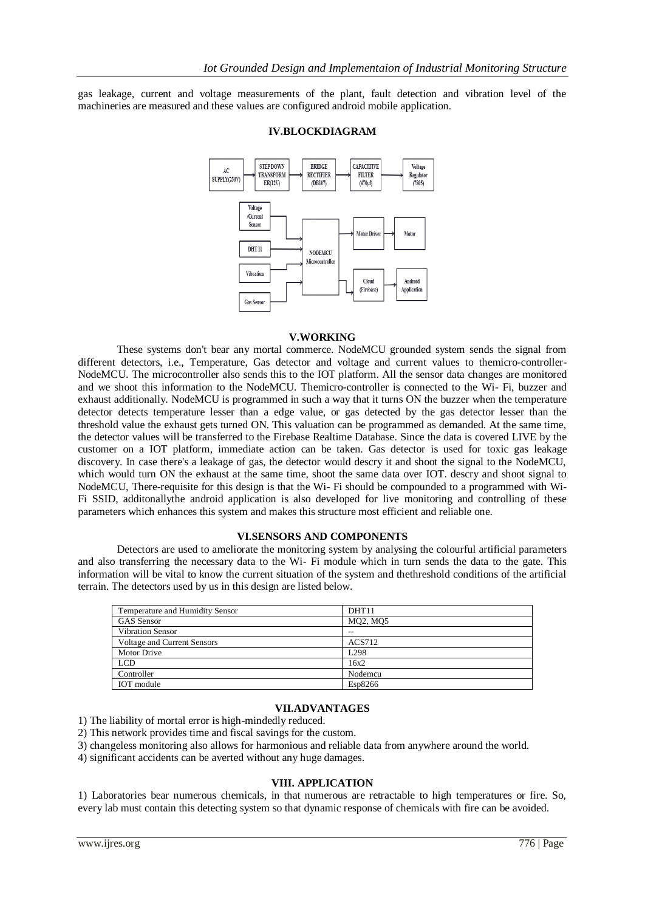gas leakage, current and voltage measurements of the plant, fault detection and vibration level of the machineries are measured and these values are configured android mobile application.

## IV.BLOCKDIAGRAM

AC SUPPLY(230V) → STEP DOWN TRANSFORMER(12V) → BRIDGE RECTIFIER (DB107) → CAPACITIVE FILTER (470µf) → Voltage Regulator (7805)

Voltage /Current Sensor, DHT 11, Vibration, Gas Sensor → NODEMCU Microcontroller → Motor Driver → Motor; NODEMCU Microcontroller → Cloud (Firebase) → Android Application

## V.WORKING

These systems don't bear any mortal commerce. NodeMCU grounded system sends the signal from different detectors, i.e., Temperature, Gas detector and voltage and current values to themicro-controller-NodeMCU. The microcontroller also sends this to the IOT platform. All the sensor data changes are monitored and we shoot this information to the NodeMCU. Themicro-controller is connected to the Wi- Fi, buzzer and exhaust additionally. NodeMCU is programmed in such a way that it turns ON the buzzer when the temperature detector detects temperature lesser than a edge value, or gas detected by the gas detector lesser than the threshold value the exhaust gets turned ON. This valuation can be programmed as demanded. At the same time, the detector values will be transferred to the Firebase Realtime Database. Since the data is covered LIVE by the customer on a IOT platform, immediate action can be taken. Gas detector is used for toxic gas leakage discovery. In case there's a leakage of gas, the detector would descry it and shoot the signal to the NodeMCU, which would turn ON the exhaust at the same time, shoot the same data over IOT. descry and shoot signal to NodeMCU, There-requisite for this design is that the Wi- Fi should be compounded to a programmed with Wi-Fi SSID, additonallythe android application is also developed for live monitoring and controlling of these parameters which enhances this system and makes this structure most efficient and reliable one.

## VI.SENSORS AND COMPONENTS

Detectors are used to ameliorate the monitoring system by analysing the colourful artificial parameters and also transferring the necessary data to the Wi- Fi module which in turn sends the data to the gate. This information will be vital to know the current situation of the system and thethreshold conditions of the artificial terrain. The detectors used by us in this design are listed below.

| Temperature and Humidity Sensor | DHT11 |
|---|---|
| GAS Sensor | MQ2, MQ5 |
| Vibration Sensor | -- |
| Voltage and Current Sensors | ACS712 |
| Motor Drive | L298 |
| LCD | 16x2 |
| Controller | Nodemcu |
| IOT module | Esp8266 |

## VII.ADVANTAGES

1) The liability of mortal error is high-mindedly reduced.
2) This network provides time and fiscal savings for the custom.
3) changeless monitoring also allows for harmonious and reliable data from anywhere around the world.
4) significant accidents can be averted without any huge damages.

## VIII. APPLICATION

1) Laboratories bear numerous chemicals, in that numerous are retractable to high temperatures or fire. So, every lab must contain this detecting system so that dynamic response of chemicals with fire can be avoided.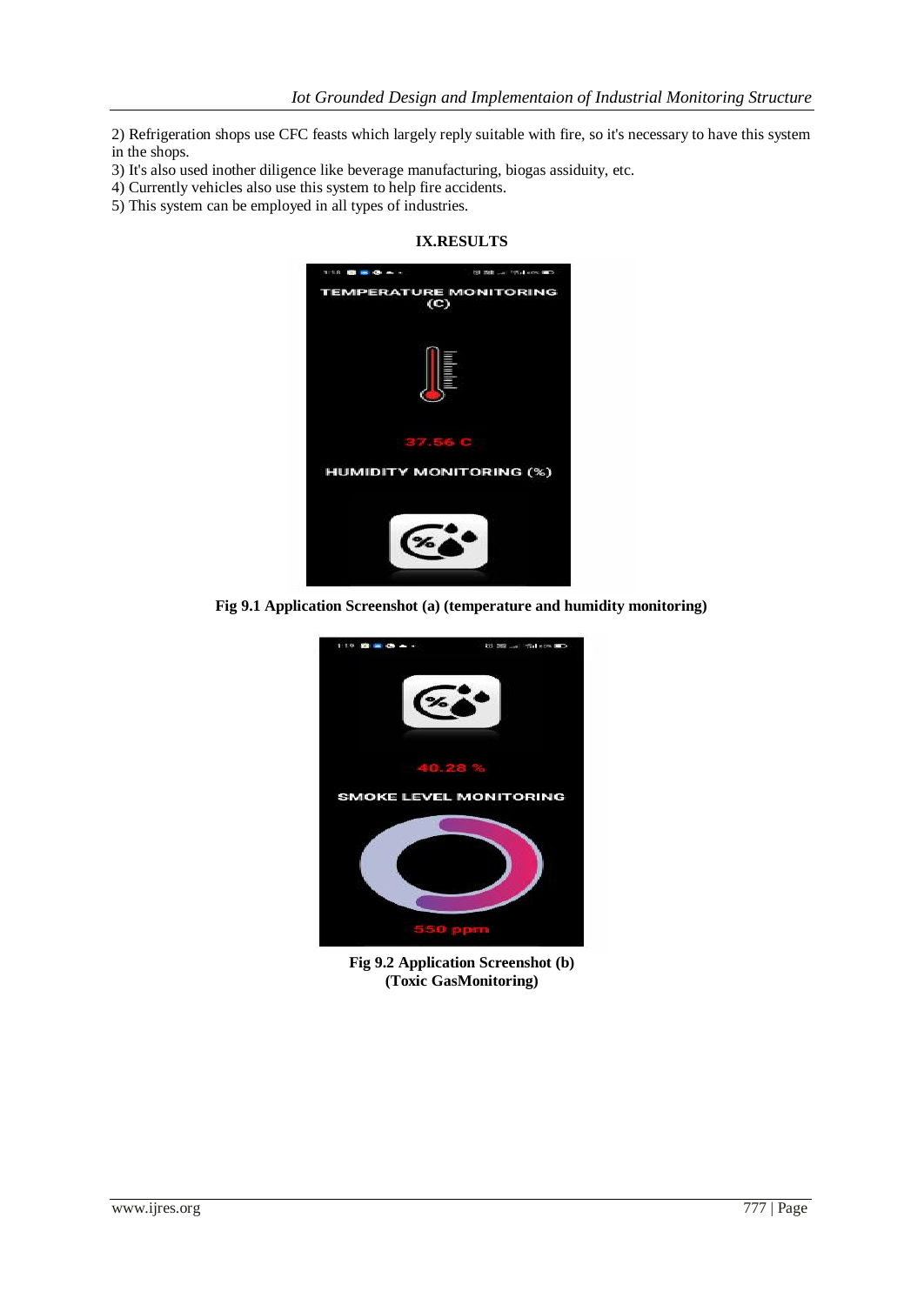2) Refrigeration shops use CFC feasts which largely reply suitable with fire, so it's necessary to have this system in the shops.
3) It's also used inother diligence like beverage manufacturing, biogas assiduity, etc.
4) Currently vehicles also use this system to help fire accidents.
5) This system can be employed in all types of industries.

## IX.RESULTS

**Fig 9.1 Application Screenshot (a) (temperature and humidity monitoring)**

**Fig 9.2 Application Screenshot (b) (Toxic GasMonitoring)**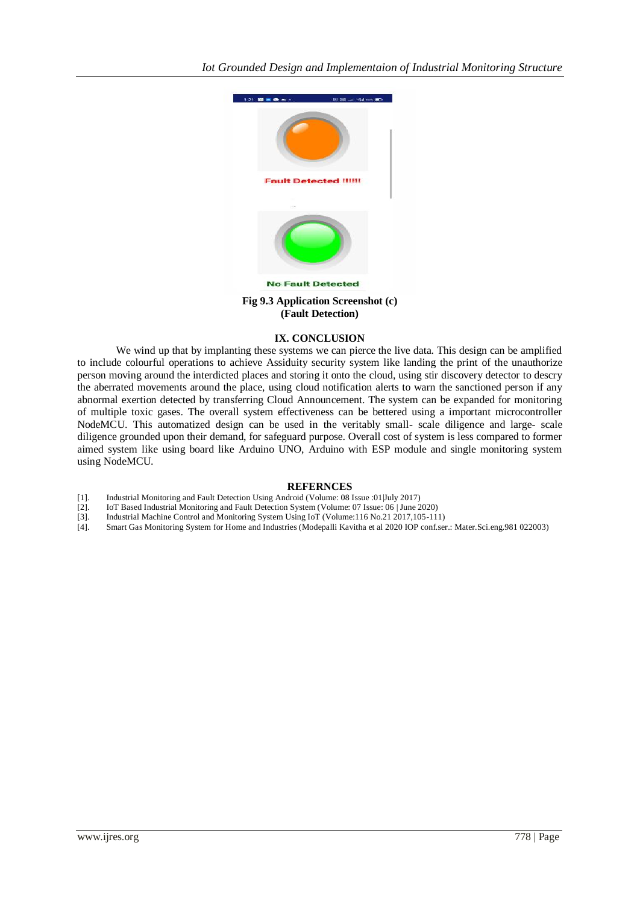Fault Detected !!!!!

No Fault Detected

**Fig 9.3 Application Screenshot (c)**
**(Fault Detection)**

## IX. CONCLUSION

We wind up that by implanting these systems we can pierce the live data. This design can be amplified to include colourful operations to achieve Assiduity security system like landing the print of the unauthorize person moving around the interdicted places and storing it onto the cloud, using stir discovery detector to descry the aberrated movements around the place, using cloud notification alerts to warn the sanctioned person if any abnormal exertion detected by transferring Cloud Announcement. The system can be expanded for monitoring of multiple toxic gases. The overall system effectiveness can be bettered using a important microcontroller NodeMCU. This automatized design can be used in the veritably small- scale diligence and large- scale diligence grounded upon their demand, for safeguard purpose. Overall cost of system is less compared to former aimed system like using board like Arduino UNO, Arduino with ESP module and single monitoring system using NodeMCU.

## REFERNCES

[1]. Industrial Monitoring and Fault Detection Using Android (Volume: 08 Issue :01|July 2017)
[2]. IoT Based Industrial Monitoring and Fault Detection System (Volume: 07 Issue: 06 | June 2020)
[3]. Industrial Machine Control and Monitoring System Using IoT (Volume:116 No.21 2017,105-111)
[4]. Smart Gas Monitoring System for Home and Industries (Modepalli Kavitha et al 2020 IOP conf.ser.: Mater.Sci.eng.981 022003)